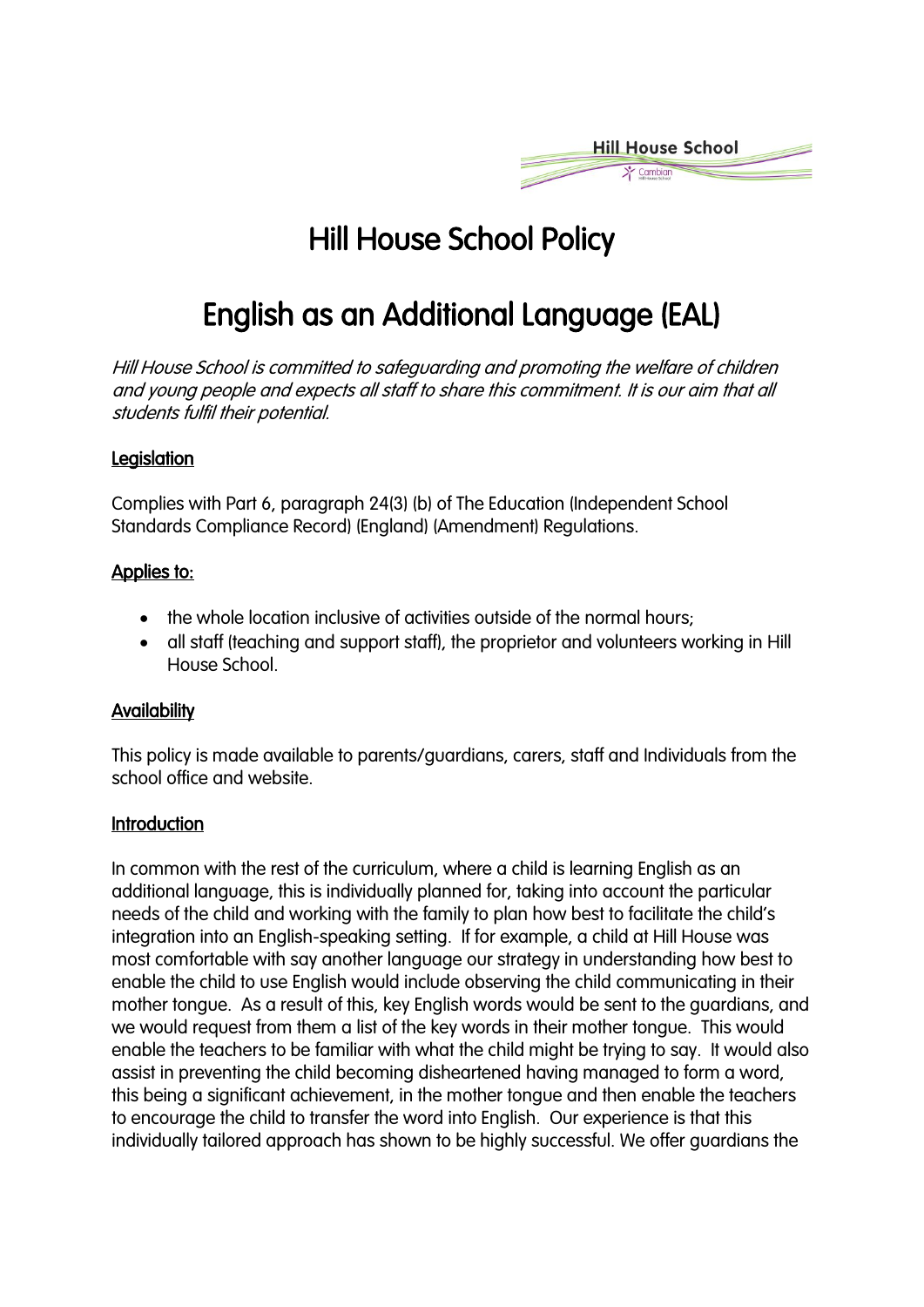# Hill House School Policy

# English as an Additional Language (EAL)

*Hill House School is committed to safeguarding and promoting the welfare of children and young people and expects all staff to share this commitment. It is our aim that all students fulfil their potential.*

## Legislation

Complies with Part 6, paragraph 24(3) (b) of The Education (Independent School Standards Compliance Record) (England) (Amendment) Regulations.

## Applies to:

- the whole location inclusive of activities outside of the normal hours;
- all staff (teaching and support staff), the proprietor and volunteers working in Hill House School.

## Availability

This policy is made available to parents/guardians, carers, staff and Individuals from the school office and website.

## Introduction

In common with the rest of the curriculum, where a child is learning English as an additional language, this is individually planned for, taking into account the particular needs of the child and working with the family to plan how best to facilitate the child's integration into an English-speaking setting. If for example, a child at Hill House was most comfortable with say another language our strategy in understanding how best to enable the child to use English would include observing the child communicating in their mother tongue. As a result of this, key English words would be sent to the guardians, and we would request from them a list of the key words in their mother tongue. This would enable the teachers to be familiar with what the child might be trying to say. It would also assist in preventing the child becoming disheartened having managed to form a word, this being a significant achievement, in the mother tongue and then enable the teachers to encourage the child to transfer the word into English. Our experience is that this individually tailored approach has shown to be highly successful. We offer guardians the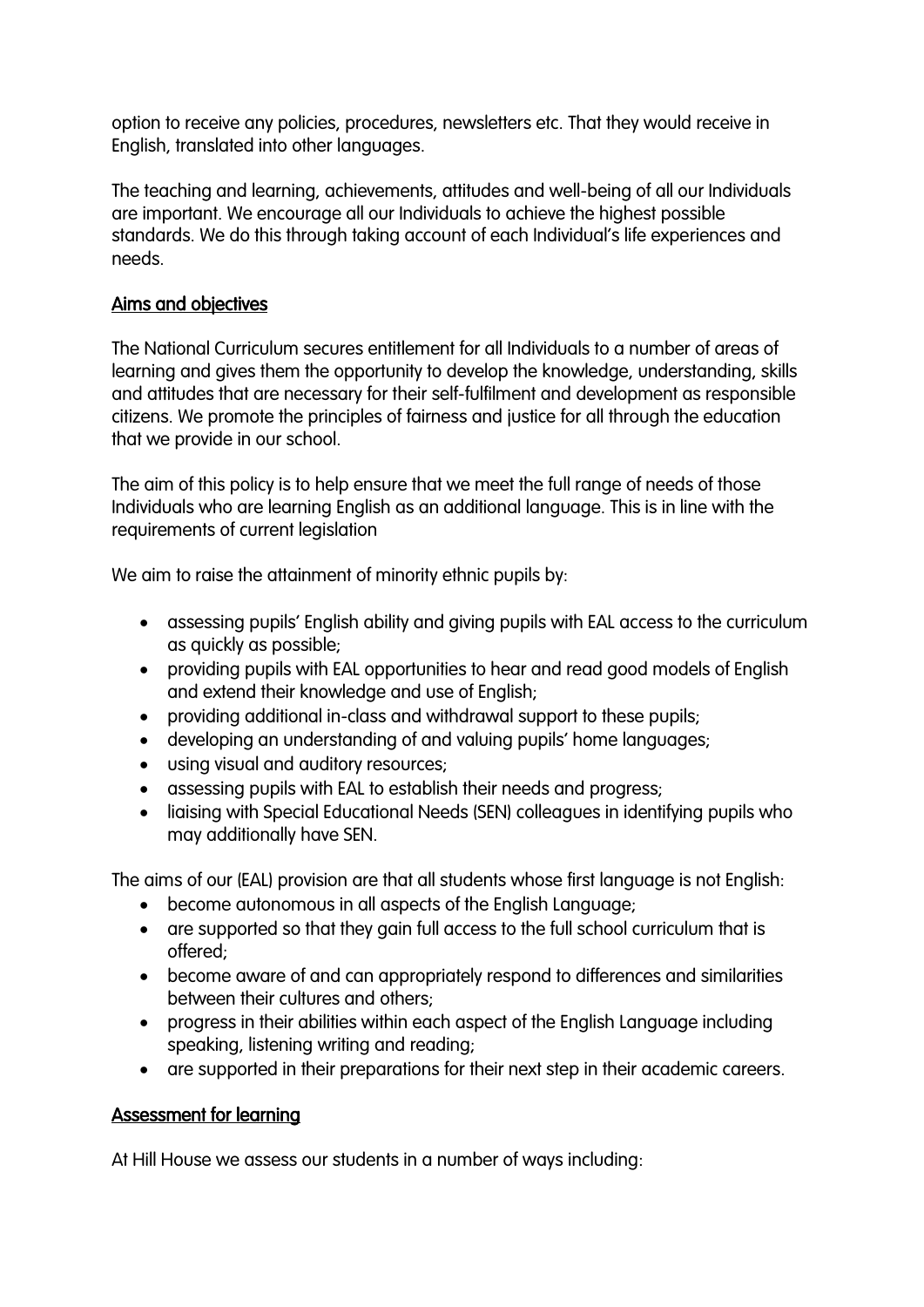option to receive any policies, procedures, newsletters etc. That they would receive in English, translated into other languages.

The teaching and learning, achievements, attitudes and well-being of all our Individuals are important. We encourage all our Individuals to achieve the highest possible standards. We do this through taking account of each Individual's life experiences and needs.

## Aims and objectives

The National Curriculum secures entitlement for all Individuals to a number of areas of learning and gives them the opportunity to develop the knowledge, understanding, skills and attitudes that are necessary for their self-fulfilment and development as responsible citizens. We promote the principles of fairness and justice for all through the education that we provide in our school.

The aim of this policy is to help ensure that we meet the full range of needs of those Individuals who are learning English as an additional language. This is in line with the requirements of current legislation

We aim to raise the attainment of minority ethnic pupils by:

- assessing pupils' English ability and giving pupils with EAL access to the curriculum as quickly as possible;
- providing pupils with EAL opportunities to hear and read good models of English and extend their knowledge and use of English;
- providing additional in-class and withdrawal support to these pupils;
- developing an understanding of and valuing pupils' home languages;
- using visual and auditory resources;
- assessing pupils with EAL to establish their needs and progress;
- liaising with Special Educational Needs (SEN) colleagues in identifying pupils who may additionally have SEN.

The aims of our (EAL) provision are that all students whose first language is not English:

- become autonomous in all aspects of the English Language;
- are supported so that they gain full access to the full school curriculum that is offered;
- become aware of and can appropriately respond to differences and similarities between their cultures and others;
- progress in their abilities within each aspect of the English Language including speaking, listening writing and reading;
- are supported in their preparations for their next step in their academic careers.

## Assessment for learning

At Hill House we assess our students in a number of ways including: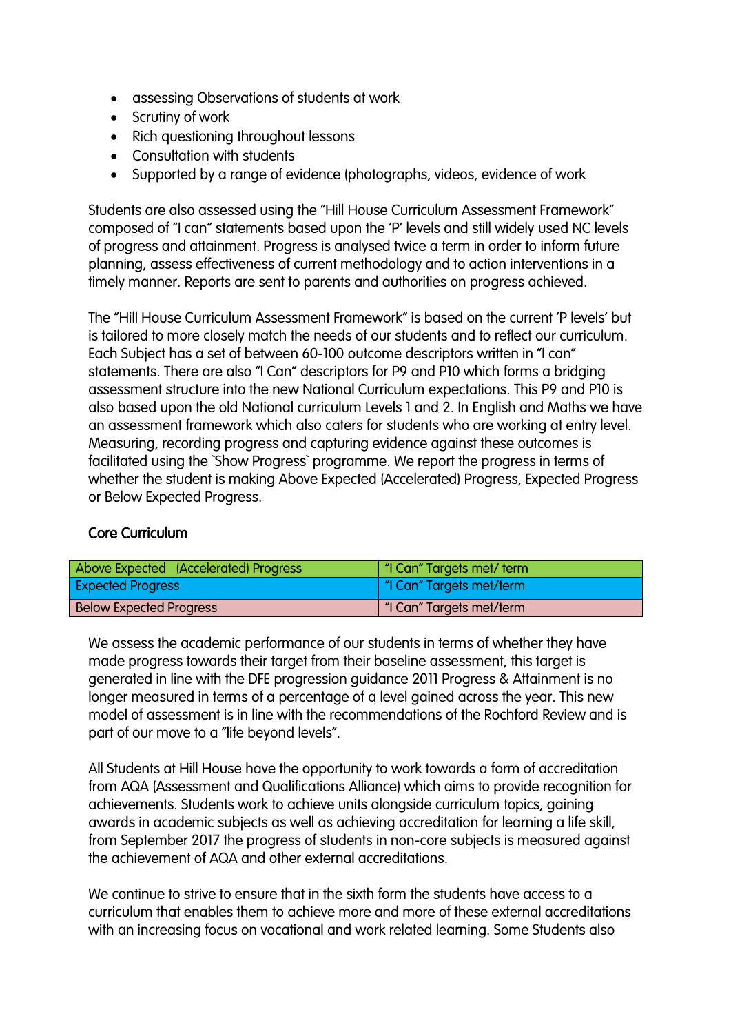- assessing Observations of students at work
- Scrutiny of work
- Rich questioning throughout lessons
- Consultation with students
- Supported by a range of evidence (photographs, videos, evidence of work

Students are also assessed using the "Hill House Curriculum Assessment Framework" composed of "I can" statements based upon the 'P' levels and still widely used NC levels of progress and attainment. Progress is analysed twice a term in order to inform future planning, assess effectiveness of current methodology and to action interventions in a timely manner. Reports are sent to parents and authorities on progress achieved.

The "Hill House Curriculum Assessment Framework" is based on the current 'P levels' but is tailored to more closely match the needs of our students and to reflect our curriculum. Each Subject has a set of between 60-100 outcome descriptors written in "I can" statements. There are also "I Can" descriptors for P9 and P10 which forms a bridging assessment structure into the new National Curriculum expectations. This P9 and P10 is also based upon the old National curriculum Levels 1 and 2. In English and Maths we have an assessment framework which also caters for students who are working at entry level. Measuring, recording progress and capturing evidence against these outcomes is facilitated using the `Show Progress` programme. We report the progress in terms of whether the student is making Above Expected (Accelerated) Progress, Expected Progress or Below Expected Progress.

### Core Curriculum

| Above Expected (Accelerated) Progress | "I Can" Targets met/ term |
|---|---|
| Expected Progress | "I Can" Targets met/term |
| Below Expected Progress | "I Can" Targets met/term |

We assess the academic performance of our students in terms of whether they have made progress towards their target from their baseline assessment, this target is generated in line with the DFE progression guidance 2011 Progress & Attainment is no longer measured in terms of a percentage of a level gained across the year. This new model of assessment is in line with the recommendations of the Rochford Review and is part of our move to a "life beyond levels".

All Students at Hill House have the opportunity to work towards a form of accreditation from AQA (Assessment and Qualifications Alliance) which aims to provide recognition for achievements. Students work to achieve units alongside curriculum topics, gaining awards in academic subjects as well as achieving accreditation for learning a life skill, from September 2017 the progress of students in non-core subjects is measured against the achievement of AQA and other external accreditations.

We continue to strive to ensure that in the sixth form the students have access to a curriculum that enables them to achieve more and more of these external accreditations with an increasing focus on vocational and work related learning. Some Students also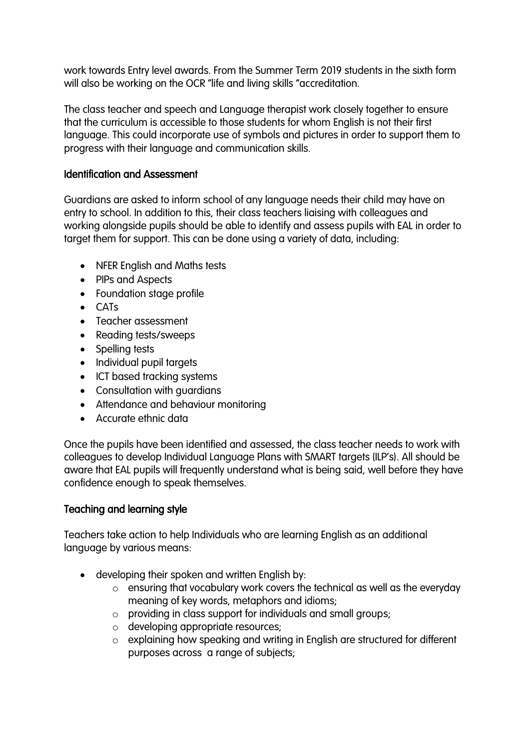work towards Entry level awards. From the Summer Term 2019 students in the sixth form will also be working on the OCR "life and living skills "accreditation.

The class teacher and speech and Language therapist work closely together to ensure that the curriculum is accessible to those students for whom English is not their first language. This could incorporate use of symbols and pictures in order to support them to progress with their language and communication skills.

## Identification and Assessment

Guardians are asked to inform school of any language needs their child may have on entry to school. In addition to this, their class teachers liaising with colleagues and working alongside pupils should be able to identify and assess pupils with EAL in order to target them for support. This can be done using a variety of data, including:

- NFER English and Maths tests
- PIPs and Aspects
- Foundation stage profile
- CATs
- Teacher assessment
- Reading tests/sweeps
- Spelling tests
- Individual pupil targets
- ICT based tracking systems
- Consultation with guardians
- Attendance and behaviour monitoring
- Accurate ethnic data

Once the pupils have been identified and assessed, the class teacher needs to work with colleagues to develop Individual Language Plans with SMART targets (ILP's). All should be aware that EAL pupils will frequently understand what is being said, well before they have confidence enough to speak themselves.

## Teaching and learning style

Teachers take action to help Individuals who are learning English as an additional language by various means:

- developing their spoken and written English by:
  - ensuring that vocabulary work covers the technical as well as the everyday meaning of key words, metaphors and idioms;
  - providing in class support for individuals and small groups;
  - developing appropriate resources;
  - explaining how speaking and writing in English are structured for different purposes across a range of subjects;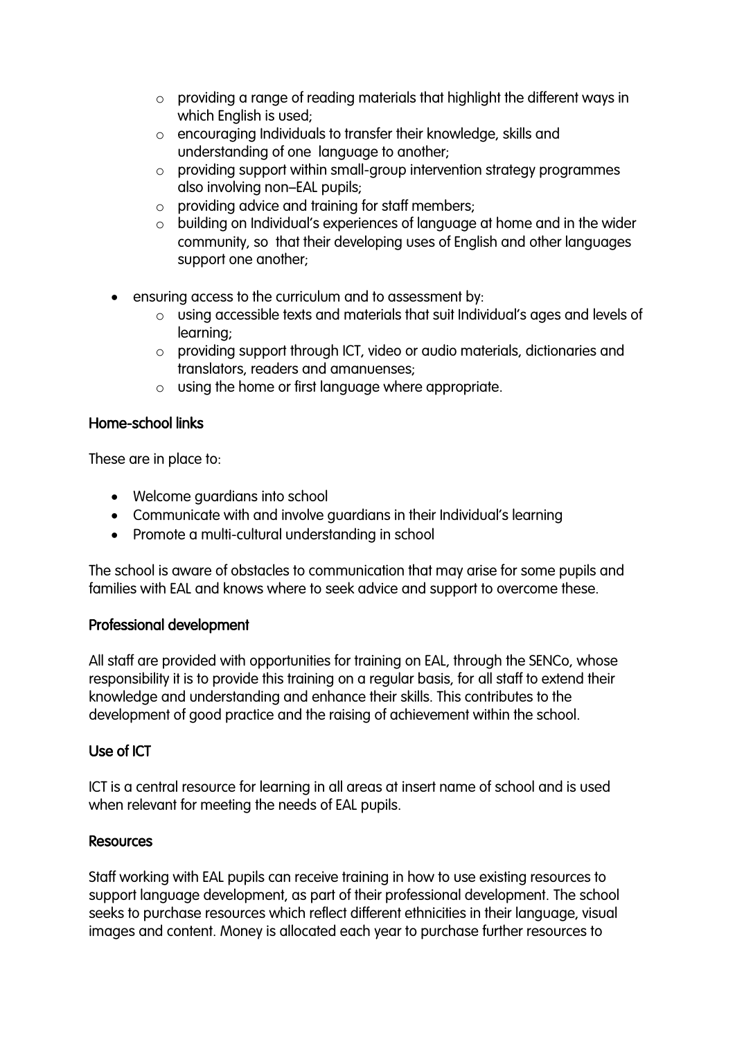- providing a range of reading materials that highlight the different ways in which English is used;
  - encouraging Individuals to transfer their knowledge, skills and understanding of one language to another;
  - providing support within small-group intervention strategy programmes also involving non–EAL pupils;
  - providing advice and training for staff members;
  - building on Individual's experiences of language at home and in the wider community, so that their developing uses of English and other languages support one another;

- ensuring access to the curriculum and to assessment by:
  - using accessible texts and materials that suit Individual's ages and levels of learning;
  - providing support through ICT, video or audio materials, dictionaries and translators, readers and amanuenses;
  - using the home or first language where appropriate.

**Home-school links**

These are in place to:

- Welcome guardians into school
- Communicate with and involve guardians in their Individual's learning
- Promote a multi-cultural understanding in school

The school is aware of obstacles to communication that may arise for some pupils and families with EAL and knows where to seek advice and support to overcome these.

**Professional development**

All staff are provided with opportunities for training on EAL, through the SENCo, whose responsibility it is to provide this training on a regular basis, for all staff to extend their knowledge and understanding and enhance their skills. This contributes to the development of good practice and the raising of achievement within the school.

**Use of ICT**

ICT is a central resource for learning in all areas at insert name of school and is used when relevant for meeting the needs of EAL pupils.

**Resources**

Staff working with EAL pupils can receive training in how to use existing resources to support language development, as part of their professional development. The school seeks to purchase resources which reflect different ethnicities in their language, visual images and content. Money is allocated each year to purchase further resources to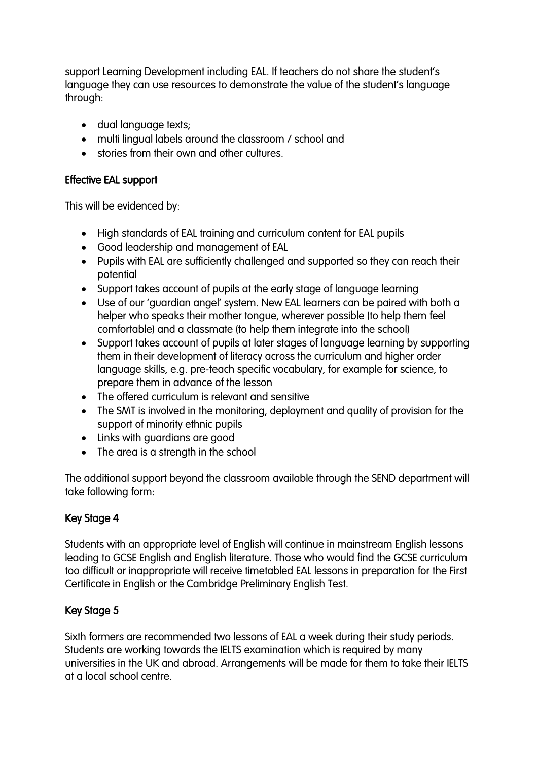support Learning Development including EAL. If teachers do not share the student's language they can use resources to demonstrate the value of the student's language through:

- dual language texts;
- multi lingual labels around the classroom / school and
- stories from their own and other cultures.

## Effective EAL support

This will be evidenced by:

- High standards of EAL training and curriculum content for EAL pupils
- Good leadership and management of EAL
- Pupils with EAL are sufficiently challenged and supported so they can reach their potential
- Support takes account of pupils at the early stage of language learning
- Use of our 'guardian angel' system. New EAL learners can be paired with both a helper who speaks their mother tongue, wherever possible (to help them feel comfortable) and a classmate (to help them integrate into the school)
- Support takes account of pupils at later stages of language learning by supporting them in their development of literacy across the curriculum and higher order language skills, e.g. pre-teach specific vocabulary, for example for science, to prepare them in advance of the lesson
- The offered curriculum is relevant and sensitive
- The SMT is involved in the monitoring, deployment and quality of provision for the support of minority ethnic pupils
- Links with guardians are good
- The area is a strength in the school

The additional support beyond the classroom available through the SEND department will take following form:

## Key Stage 4

Students with an appropriate level of English will continue in mainstream English lessons leading to GCSE English and English literature. Those who would find the GCSE curriculum too difficult or inappropriate will receive timetabled EAL lessons in preparation for the First Certificate in English or the Cambridge Preliminary English Test.

## Key Stage 5

Sixth formers are recommended two lessons of EAL a week during their study periods. Students are working towards the IELTS examination which is required by many universities in the UK and abroad. Arrangements will be made for them to take their IELTS at a local school centre.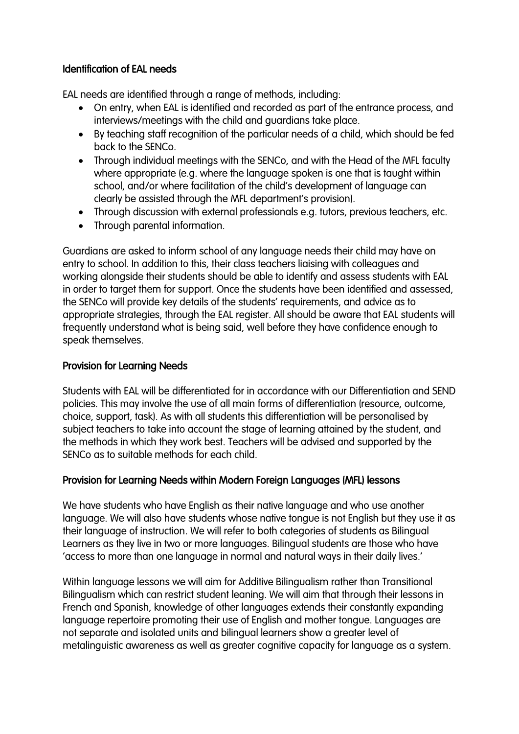## Identification of EAL needs

EAL needs are identified through a range of methods, including:

- On entry, when EAL is identified and recorded as part of the entrance process, and interviews/meetings with the child and guardians take place.
- By teaching staff recognition of the particular needs of a child, which should be fed back to the SENCo.
- Through individual meetings with the SENCo, and with the Head of the MFL faculty where appropriate (e.g. where the language spoken is one that is taught within school, and/or where facilitation of the child's development of language can clearly be assisted through the MFL department's provision).
- Through discussion with external professionals e.g. tutors, previous teachers, etc.
- Through parental information.

Guardians are asked to inform school of any language needs their child may have on entry to school. In addition to this, their class teachers liaising with colleagues and working alongside their students should be able to identify and assess students with EAL in order to target them for support. Once the students have been identified and assessed, the SENCo will provide key details of the students' requirements, and advice as to appropriate strategies, through the EAL register. All should be aware that EAL students will frequently understand what is being said, well before they have confidence enough to speak themselves.

## Provision for Learning Needs

Students with EAL will be differentiated for in accordance with our Differentiation and SEND policies. This may involve the use of all main forms of differentiation (resource, outcome, choice, support, task). As with all students this differentiation will be personalised by subject teachers to take into account the stage of learning attained by the student, and the methods in which they work best. Teachers will be advised and supported by the SENCo as to suitable methods for each child.

## Provision for Learning Needs within Modern Foreign Languages (MFL) lessons

We have students who have English as their native language and who use another language. We will also have students whose native tongue is not English but they use it as their language of instruction. We will refer to both categories of students as Bilingual Learners as they live in two or more languages. Bilingual students are those who have 'access to more than one language in normal and natural ways in their daily lives.'

Within language lessons we will aim for Additive Bilingualism rather than Transitional Bilingualism which can restrict student leaning. We will aim that through their lessons in French and Spanish, knowledge of other languages extends their constantly expanding language repertoire promoting their use of English and mother tongue. Languages are not separate and isolated units and bilingual learners show a greater level of metalinguistic awareness as well as greater cognitive capacity for language as a system.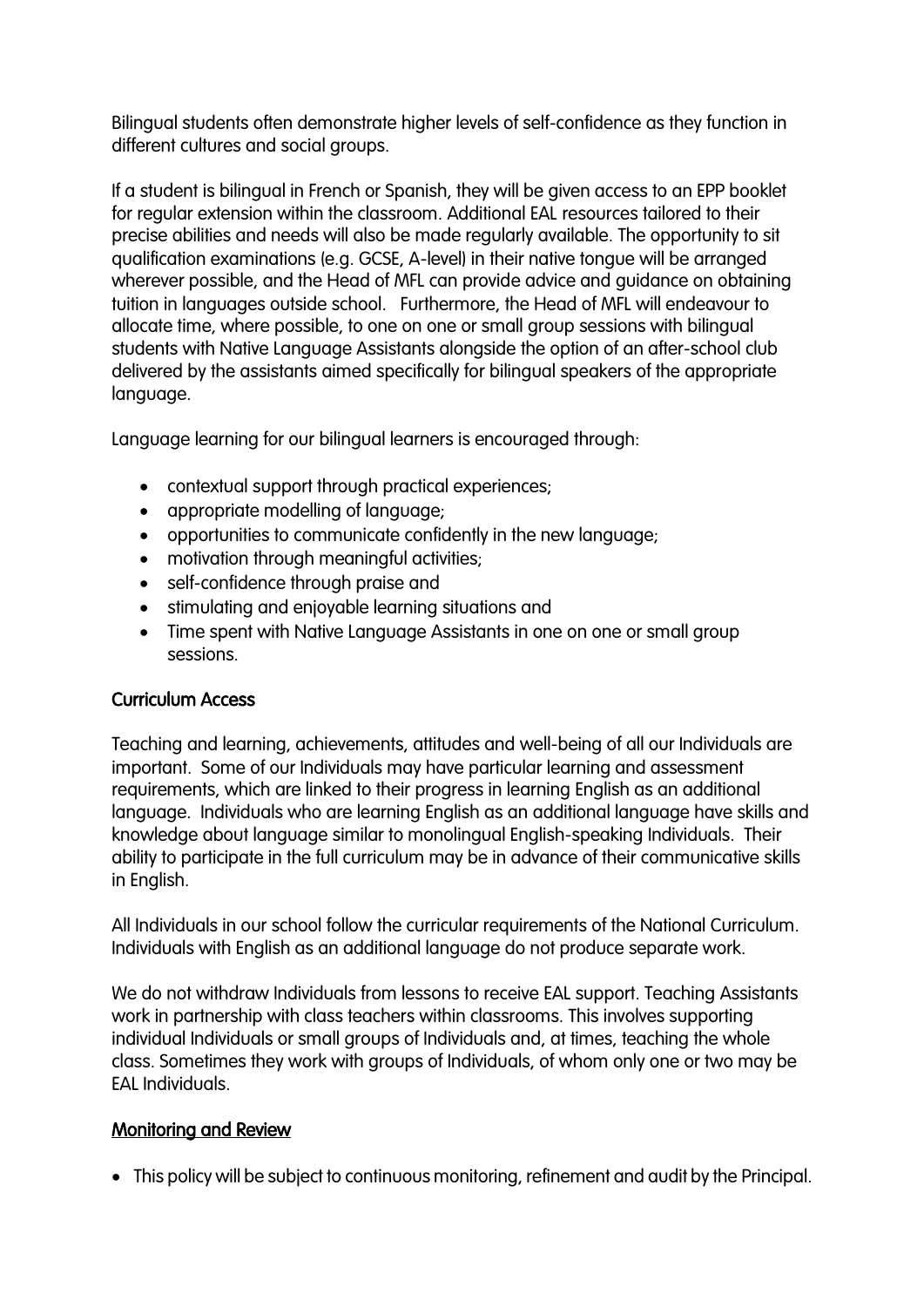Bilingual students often demonstrate higher levels of self-confidence as they function in different cultures and social groups.

If a student is bilingual in French or Spanish, they will be given access to an EPP booklet for regular extension within the classroom. Additional EAL resources tailored to their precise abilities and needs will also be made regularly available. The opportunity to sit qualification examinations (e.g. GCSE, A-level) in their native tongue will be arranged wherever possible, and the Head of MFL can provide advice and guidance on obtaining tuition in languages outside school. Furthermore, the Head of MFL will endeavour to allocate time, where possible, to one on one or small group sessions with bilingual students with Native Language Assistants alongside the option of an after-school club delivered by the assistants aimed specifically for bilingual speakers of the appropriate language.

Language learning for our bilingual learners is encouraged through:

- contextual support through practical experiences;
- appropriate modelling of language;
- opportunities to communicate confidently in the new language;
- motivation through meaningful activities;
- self-confidence through praise and
- stimulating and enjoyable learning situations and
- Time spent with Native Language Assistants in one on one or small group sessions.

## Curriculum Access

Teaching and learning, achievements, attitudes and well-being of all our Individuals are important. Some of our Individuals may have particular learning and assessment requirements, which are linked to their progress in learning English as an additional language. Individuals who are learning English as an additional language have skills and knowledge about language similar to monolingual English-speaking Individuals. Their ability to participate in the full curriculum may be in advance of their communicative skills in English.

All Individuals in our school follow the curricular requirements of the National Curriculum. Individuals with English as an additional language do not produce separate work.

We do not withdraw Individuals from lessons to receive EAL support. Teaching Assistants work in partnership with class teachers within classrooms. This involves supporting individual Individuals or small groups of Individuals and, at times, teaching the whole class. Sometimes they work with groups of Individuals, of whom only one or two may be EAL Individuals.

## Monitoring and Review

- This policy will be subject to continuous monitoring, refinement and audit by the Principal.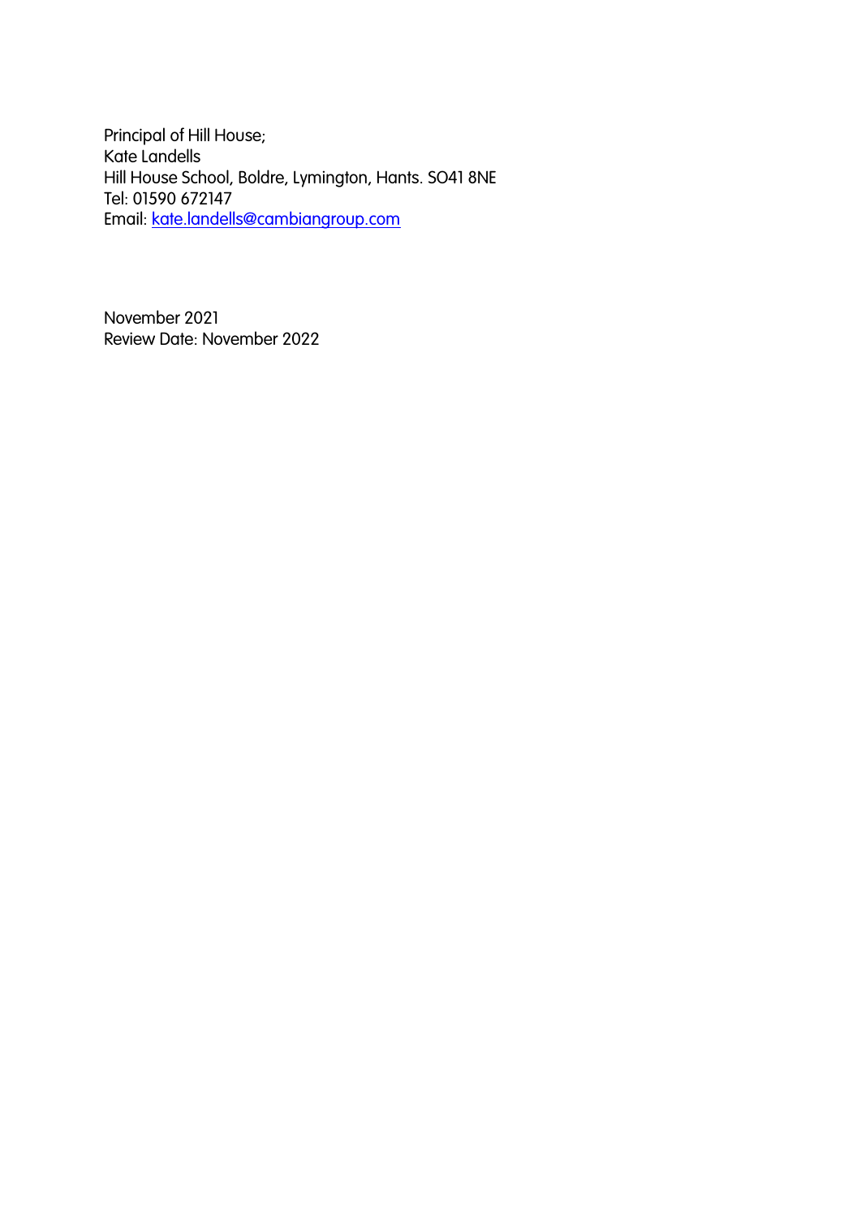Principal of Hill House;
Kate Landells
Hill House School, Boldre, Lymington, Hants. SO41 8NE
Tel: 01590 672147
Email: [kate.landells@cambiangroup.com](mailto:kate.landells@cambiangroup.com)

November 2021
Review Date: November 2022